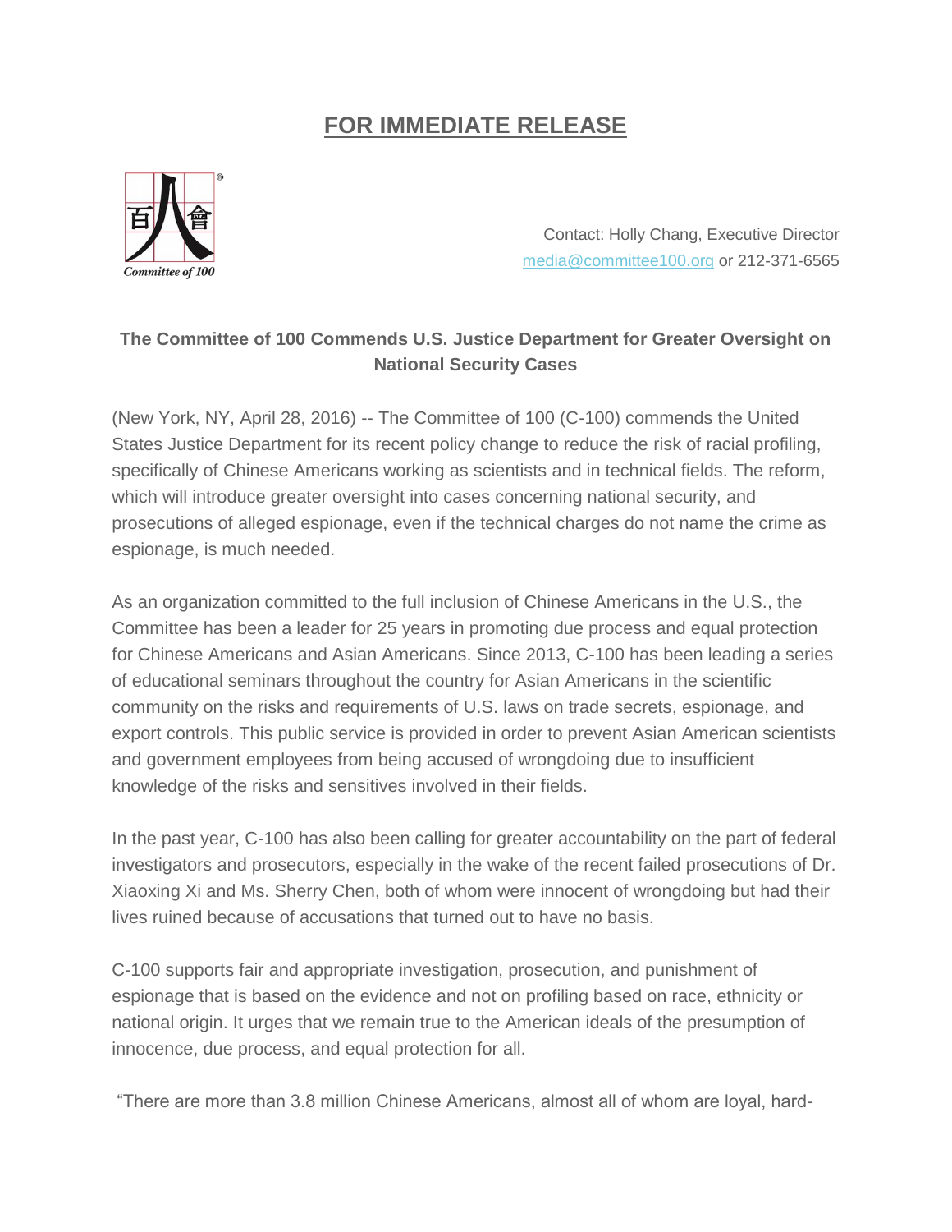# FOR IMMEDIATE RELEASE

Contact: Holly Chang, Executive Director
media@committee100.org or 212-371-6565

**The Committee of 100 Commends U.S. Justice Department for Greater Oversight on National Security Cases**

(New York, NY, April 28, 2016) -- The Committee of 100 (C-100) commends the United States Justice Department for its recent policy change to reduce the risk of racial profiling, specifically of Chinese Americans working as scientists and in technical fields. The reform, which will introduce greater oversight into cases concerning national security, and prosecutions of alleged espionage, even if the technical charges do not name the crime as espionage, is much needed.

As an organization committed to the full inclusion of Chinese Americans in the U.S., the Committee has been a leader for 25 years in promoting due process and equal protection for Chinese Americans and Asian Americans. Since 2013, C-100 has been leading a series of educational seminars throughout the country for Asian Americans in the scientific community on the risks and requirements of U.S. laws on trade secrets, espionage, and export controls. This public service is provided in order to prevent Asian American scientists and government employees from being accused of wrongdoing due to insufficient knowledge of the risks and sensitives involved in their fields.

In the past year, C-100 has also been calling for greater accountability on the part of federal investigators and prosecutors, especially in the wake of the recent failed prosecutions of Dr. Xiaoxing Xi and Ms. Sherry Chen, both of whom were innocent of wrongdoing but had their lives ruined because of accusations that turned out to have no basis.

C-100 supports fair and appropriate investigation, prosecution, and punishment of espionage that is based on the evidence and not on profiling based on race, ethnicity or national origin. It urges that we remain true to the American ideals of the presumption of innocence, due process, and equal protection for all.

"There are more than 3.8 million Chinese Americans, almost all of whom are loyal, hard-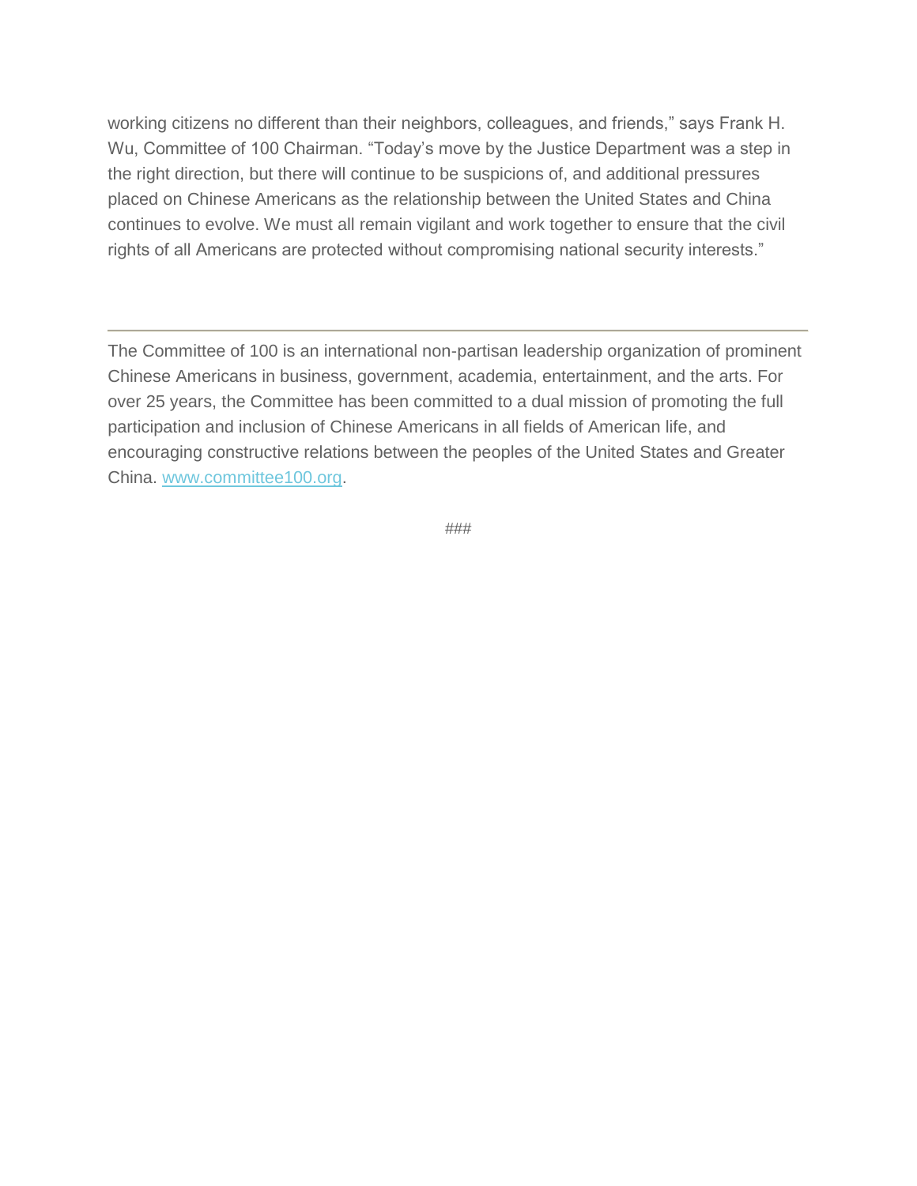working citizens no different than their neighbors, colleagues, and friends," says Frank H. Wu, Committee of 100 Chairman. "Today's move by the Justice Department was a step in the right direction, but there will continue to be suspicions of, and additional pressures placed on Chinese Americans as the relationship between the United States and China continues to evolve. We must all remain vigilant and work together to ensure that the civil rights of all Americans are protected without compromising national security interests."

---

The Committee of 100 is an international non-partisan leadership organization of prominent Chinese Americans in business, government, academia, entertainment, and the arts. For over 25 years, the Committee has been committed to a dual mission of promoting the full participation and inclusion of Chinese Americans in all fields of American life, and encouraging constructive relations between the peoples of the United States and Greater China. [www.committee100.org](http://www.committee100.org).

###